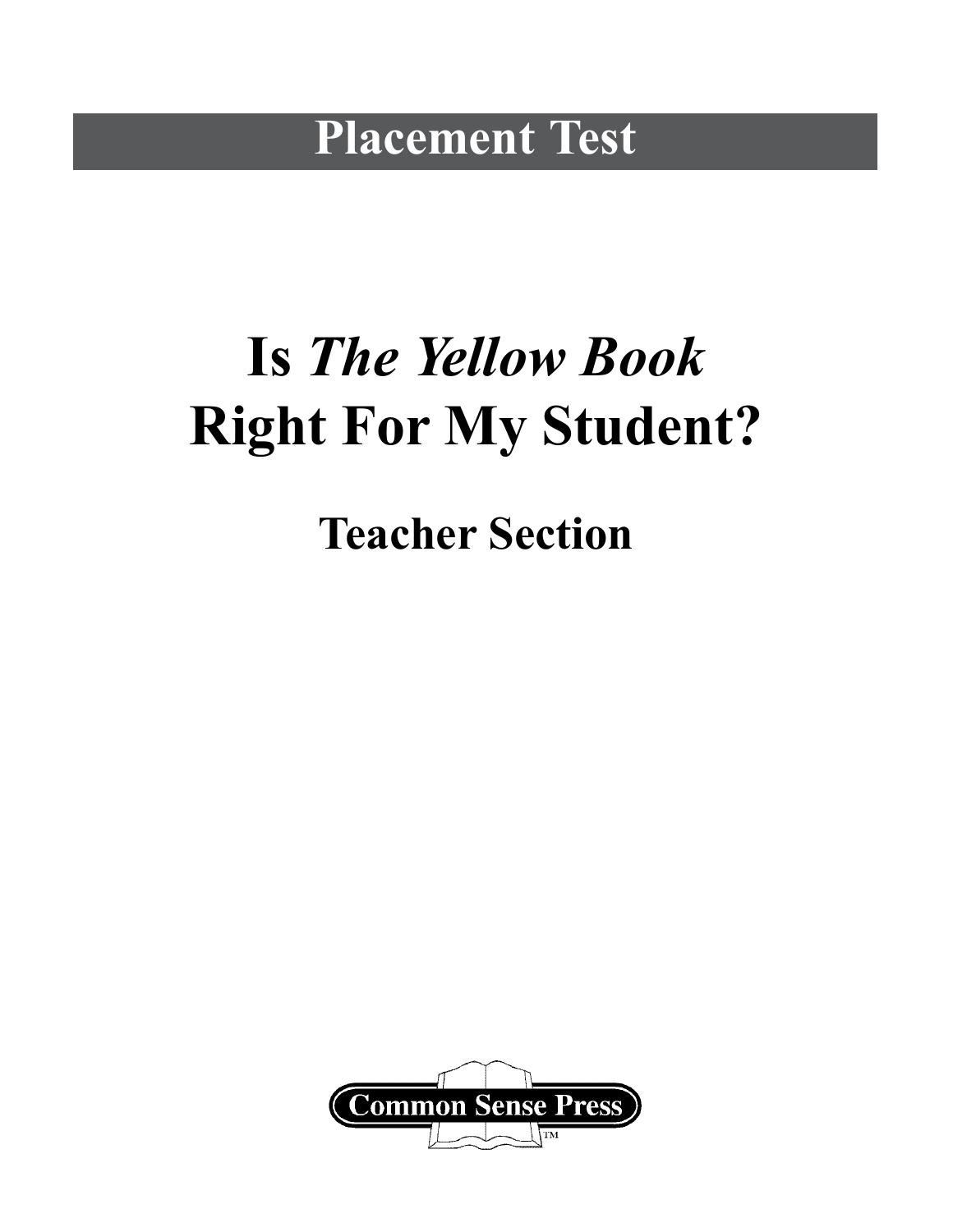# Placement Test

# Is *The Yellow Book* Right For My Student?

## Teacher Section

Common Sense Press™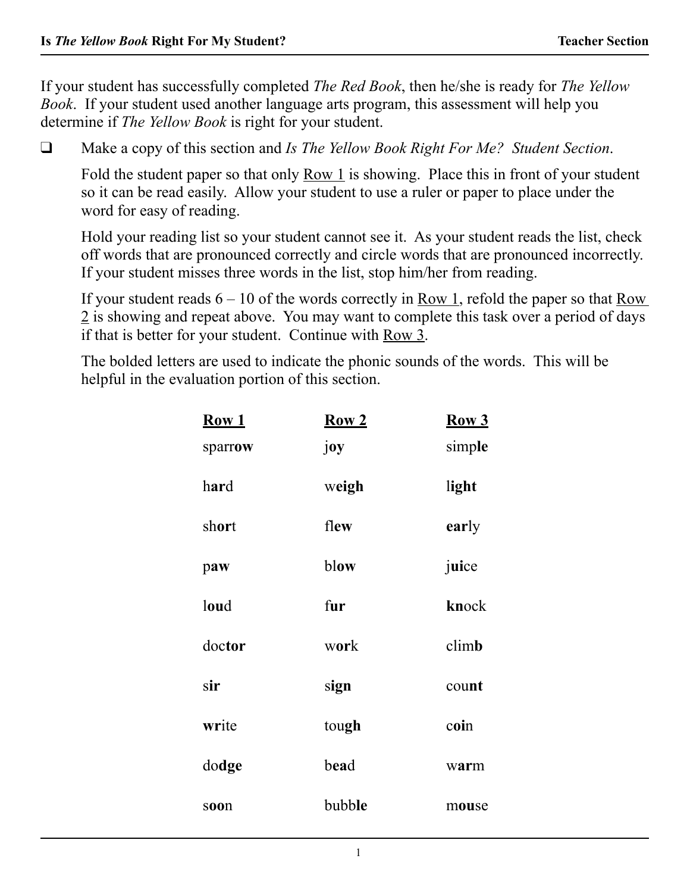# Is *The Yellow Book* Right For My Student? — Teacher Section

If your student has successfully completed *The Red Book*, then he/she is ready for *The Yellow Book*. If your student used another language arts program, this assessment will help you determine if *The Yellow Book* is right for your student.

- ❑ Make a copy of this section and *Is The Yellow Book Right For Me? Student Section*.

  Fold the student paper so that only <u>Row 1</u> is showing. Place this in front of your student so it can be read easily. Allow your student to use a ruler or paper to place under the word for easy of reading.

  Hold your reading list so your student cannot see it. As your student reads the list, check off words that are pronounced correctly and circle words that are pronounced incorrectly. If your student misses three words in the list, stop him/her from reading.

  If your student reads 6 – 10 of the words correctly in <u>Row 1</u>, refold the paper so that <u>Row 2</u> is showing and repeat above. You may want to complete this task over a period of days if that is better for your student. Continue with <u>Row 3</u>.

  The bolded letters are used to indicate the phonic sounds of the words. This will be helpful in the evaluation portion of this section.

| <u>Row 1</u> | <u>Row 2</u> | <u>Row 3</u> |
|---|---|---|
| sparr**ow** | j**oy** | simp**le** |
| h**ar**d | w**eigh** | l**ight** |
| sh**or**t | fl**ew** | **ear**ly |
| p**aw** | bl**ow** | j**ui**ce |
| l**ou**d | f**ur** | **kn**ock |
| doc**tor** | w**or**k | clim**b** |
| s**ir** | s**ign** | cou**nt** |
| **wr**ite | tou**gh** | c**oi**n |
| do**dge** | b**ea**d | w**ar**m |
| s**oo**n | bubb**le** | m**ou**se |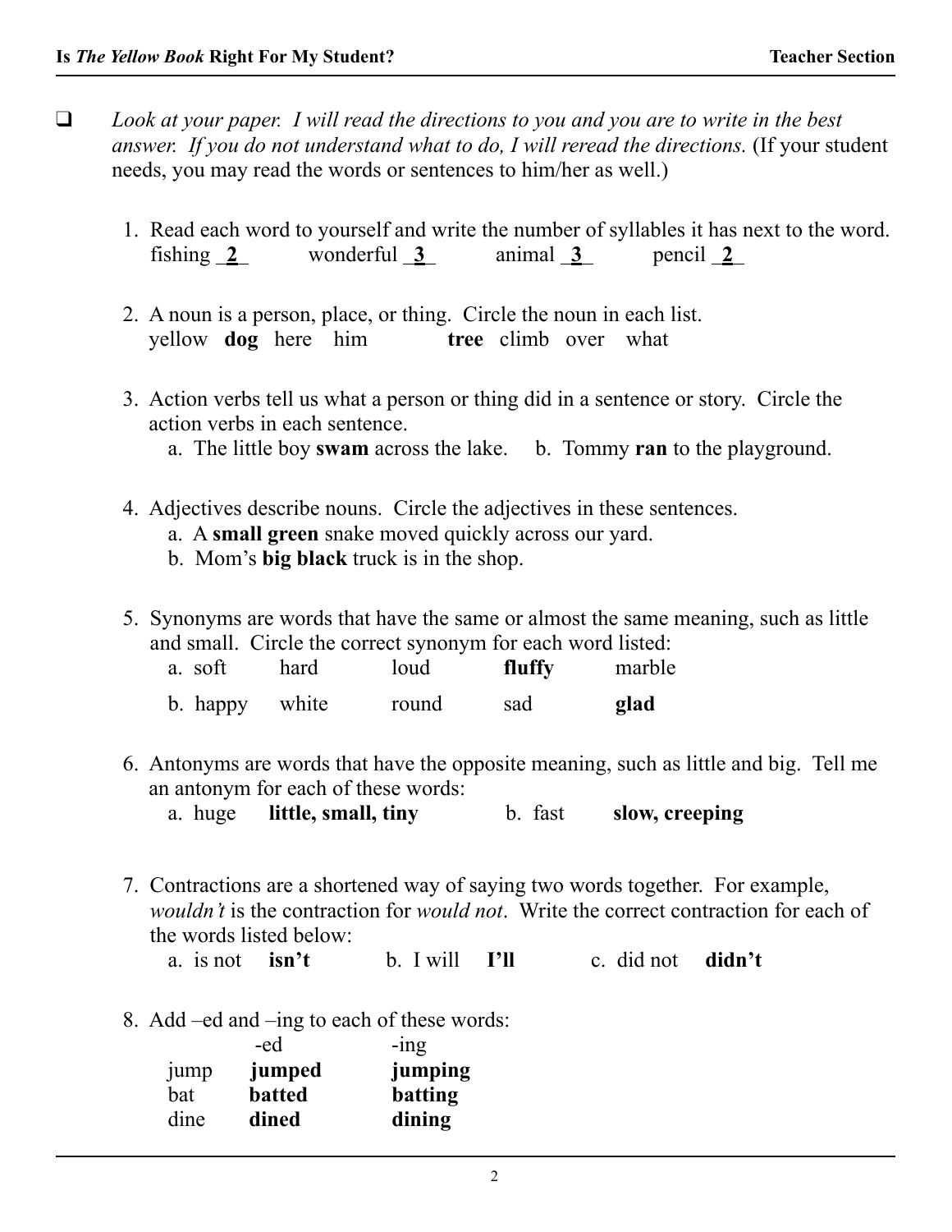- [ ] *Look at your paper. I will read the directions to you and you are to write in the best answer. If you do not understand what to do, I will reread the directions.* (If your student needs, you may read the words or sentences to him/her as well.)

1. Read each word to yourself and write the number of syllables it has next to the word.
   fishing __**2**__ wonderful __**3**__ animal __**3**__ pencil __**2**__

2. A noun is a person, place, or thing. Circle the noun in each list.
   yellow **dog** here him **tree** climb over what

3. Action verbs tell us what a person or thing did in a sentence or story. Circle the action verbs in each sentence.
   a. The little boy **swam** across the lake. b. Tommy **ran** to the playground.

4. Adjectives describe nouns. Circle the adjectives in these sentences.
   a. A **small green** snake moved quickly across our yard.
   b. Mom's **big black** truck is in the shop.

5. Synonyms are words that have the same or almost the same meaning, such as little and small. Circle the correct synonym for each word listed:
   a. soft hard loud **fluffy** marble
   b. happy white round sad **glad**

6. Antonyms are words that have the opposite meaning, such as little and big. Tell me an antonym for each of these words:
   a. huge **little, small, tiny** b. fast **slow, creeping**

7. Contractions are a shortened way of saying two words together. For example, *wouldn't* is the contraction for *would not*. Write the correct contraction for each of the words listed below:
   a. is not **isn't** b. I will **I'll** c. did not **didn't**

8. Add –ed and –ing to each of these words:

| | -ed | -ing |
|---|---|---|
| jump | **jumped** | **jumping** |
| bat | **batted** | **batting** |
| dine | **dined** | **dining** |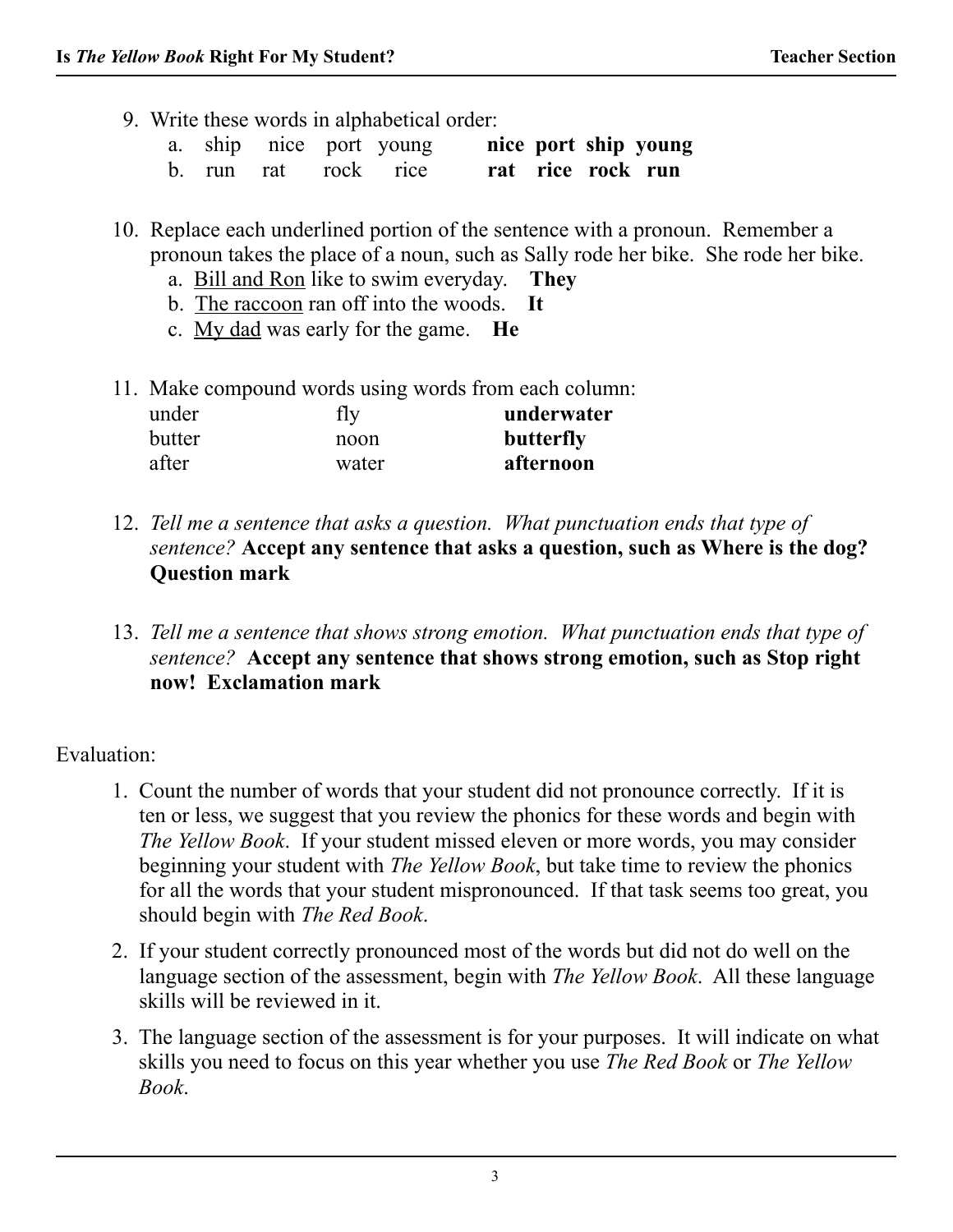9. Write these words in alphabetical order:
   a. ship nice port young **nice port ship young**
   b. run rat rock rice **rat rice rock run**

10. Replace each underlined portion of the sentence with a pronoun. Remember a pronoun takes the place of a noun, such as Sally rode her bike. She rode her bike.
    a. <u>Bill and Ron</u> like to swim everyday. **They**
    b. <u>The raccoon</u> ran off into the woods. **It**
    c. <u>My dad</u> was early for the game. **He**

11. Make compound words using words from each column:

| | | |
|---|---|---|
| under | fly | **underwater** |
| butter | noon | **butterfly** |
| after | water | **afternoon** |

12. *Tell me a sentence that asks a question. What punctuation ends that type of sentence?* **Accept any sentence that asks a question, such as Where is the dog? Question mark**

13. *Tell me a sentence that shows strong emotion. What punctuation ends that type of sentence?* **Accept any sentence that shows strong emotion, such as Stop right now! Exclamation mark**

Evaluation:

1. Count the number of words that your student did not pronounce correctly. If it is ten or less, we suggest that you review the phonics for these words and begin with *The Yellow Book*. If your student missed eleven or more words, you may consider beginning your student with *The Yellow Book*, but take time to review the phonics for all the words that your student mispronounced. If that task seems too great, you should begin with *The Red Book*.
2. If your student correctly pronounced most of the words but did not do well on the language section of the assessment, begin with *The Yellow Book*. All these language skills will be reviewed in it.
3. The language section of the assessment is for your purposes. It will indicate on what skills you need to focus on this year whether you use *The Red Book* or *The Yellow Book*.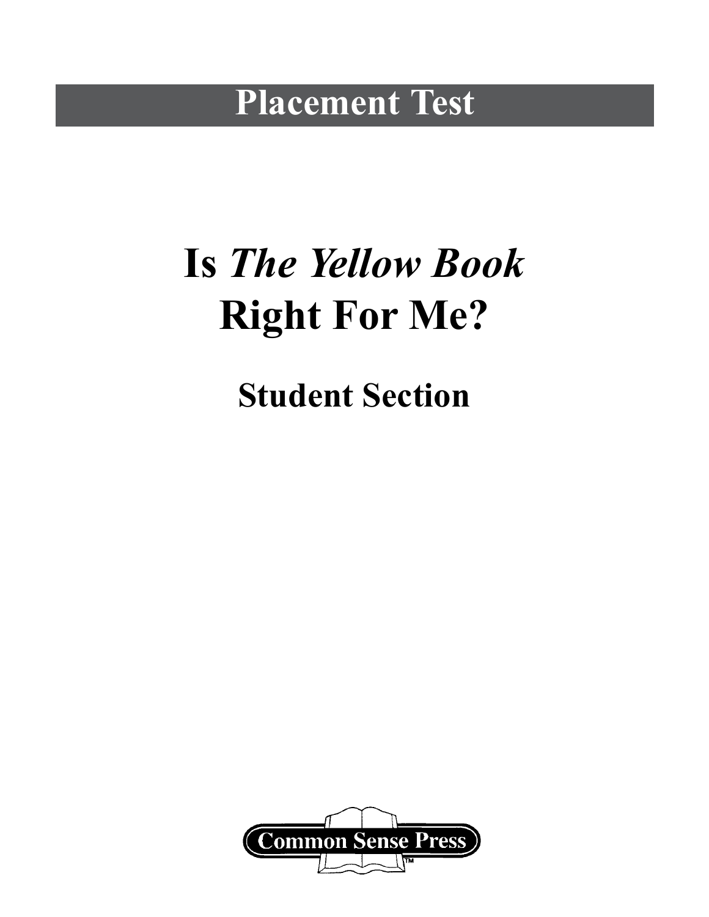# Placement Test

# Is *The Yellow Book* Right For Me?

## Student Section

Common Sense Press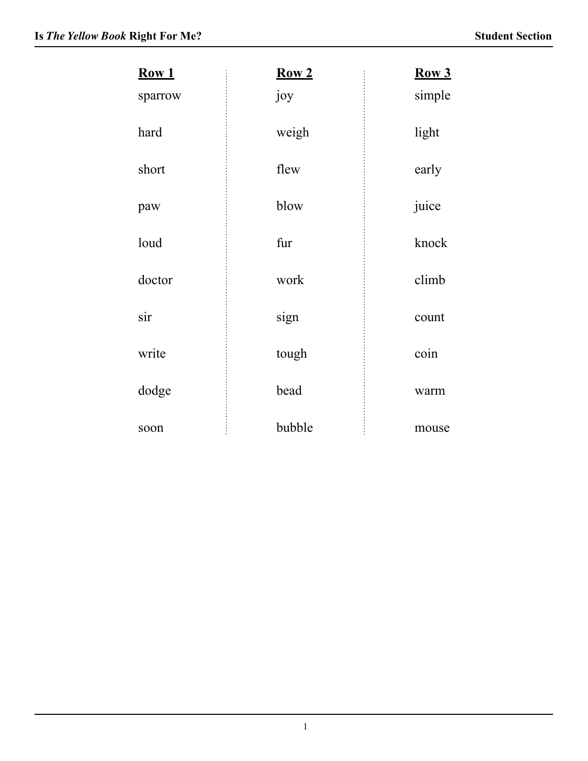| **Row 1** | **Row 2** | **Row 3** |
|---|---|---|
| sparrow | joy | simple |
| hard | weigh | light |
| short | flew | early |
| paw | blow | juice |
| loud | fur | knock |
| doctor | work | climb |
| sir | sign | count |
| write | tough | coin |
| dodge | bead | warm |
| soon | bubble | mouse |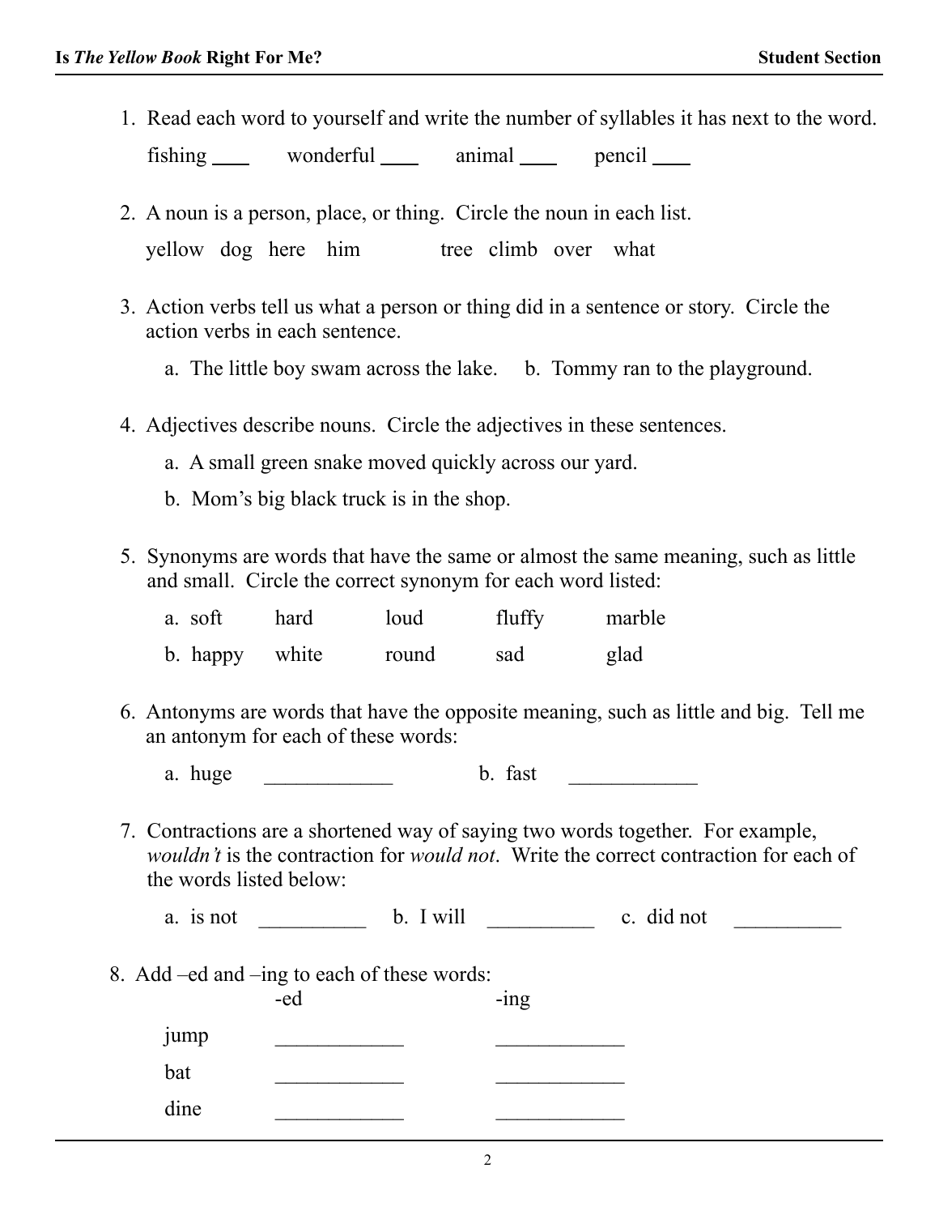1. Read each word to yourself and write the number of syllables it has next to the word.

   fishing ____ wonderful ____ animal ____ pencil ____

2. A noun is a person, place, or thing. Circle the noun in each list.

   yellow dog here him tree climb over what

3. Action verbs tell us what a person or thing did in a sentence or story. Circle the action verbs in each sentence.

   a. The little boy swam across the lake. b. Tommy ran to the playground.

4. Adjectives describe nouns. Circle the adjectives in these sentences.

   a. A small green snake moved quickly across our yard.

   b. Mom's big black truck is in the shop.

5. Synonyms are words that have the same or almost the same meaning, such as little and small. Circle the correct synonym for each word listed:

   | | | | | |
   |---|---|---|---|---|
   | a. soft | hard | loud | fluffy | marble |
   | b. happy | white | round | sad | glad |

6. Antonyms are words that have the opposite meaning, such as little and big. Tell me an antonym for each of these words:

   a. huge ____________ b. fast ____________

7. Contractions are a shortened way of saying two words together. For example, *wouldn't* is the contraction for *would not*. Write the correct contraction for each of the words listed below:

   a. is not __________ b. I will __________ c. did not __________

8. Add –ed and –ing to each of these words:

   | | -ed | -ing |
   |---|---|---|
   | jump | ____________ | ____________ |
   | bat | ____________ | ____________ |
   | dine | ____________ | ____________ |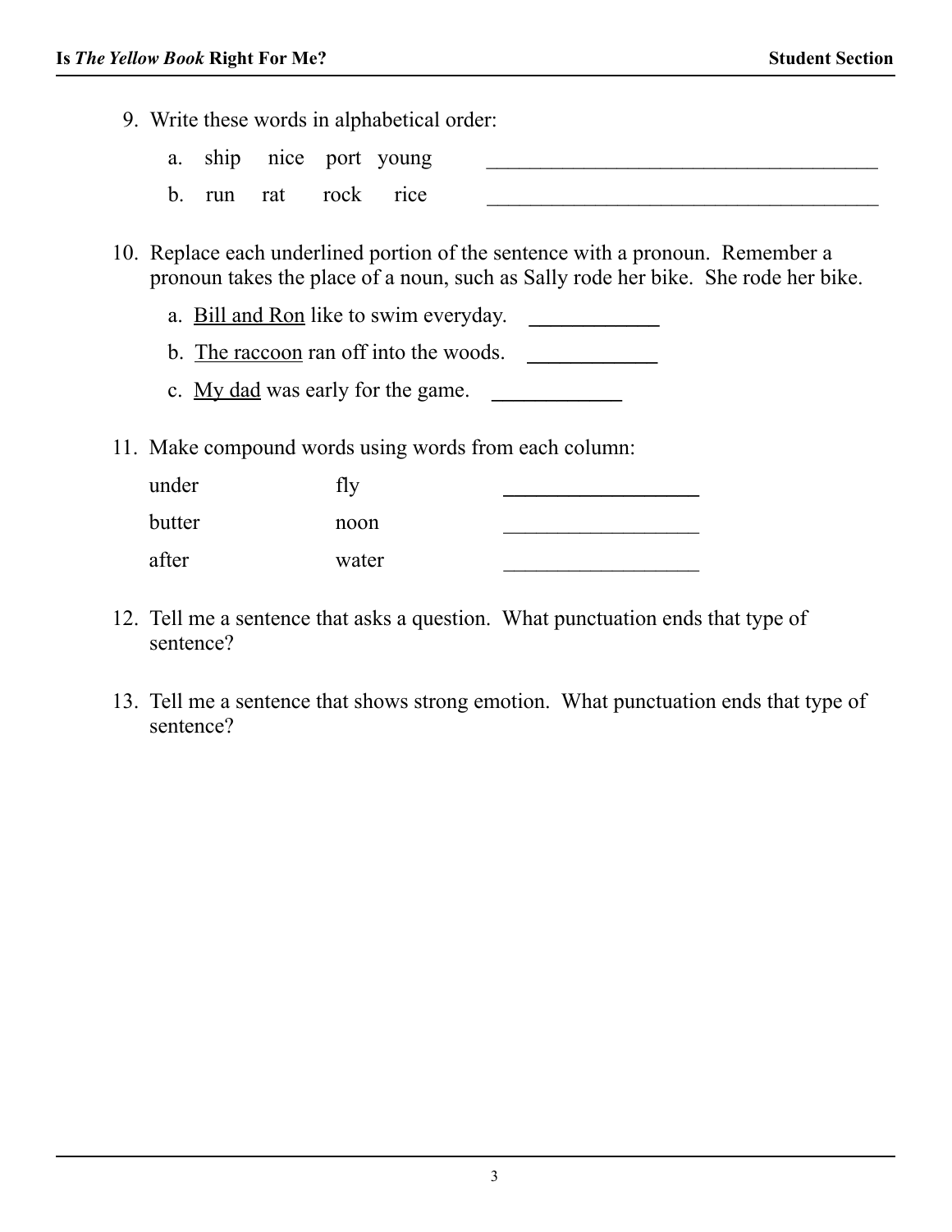9. Write these words in alphabetical order:

   a. ship nice port young ____________________________________

   b. run rat rock rice ____________________________________

10. Replace each underlined portion of the sentence with a pronoun. Remember a pronoun takes the place of a noun, such as Sally rode her bike. She rode her bike.

    a. <u>Bill and Ron</u> like to swim everyday. ____________

    b. <u>The raccoon</u> ran off into the woods. ____________

    c. <u>My dad</u> was early for the game. ____________

11. Make compound words using words from each column:

| | | |
|---|---|---|
| under | fly | __________________ |
| butter | noon | __________________ |
| after | water | __________________ |

12. Tell me a sentence that asks a question. What punctuation ends that type of sentence?

13. Tell me a sentence that shows strong emotion. What punctuation ends that type of sentence?